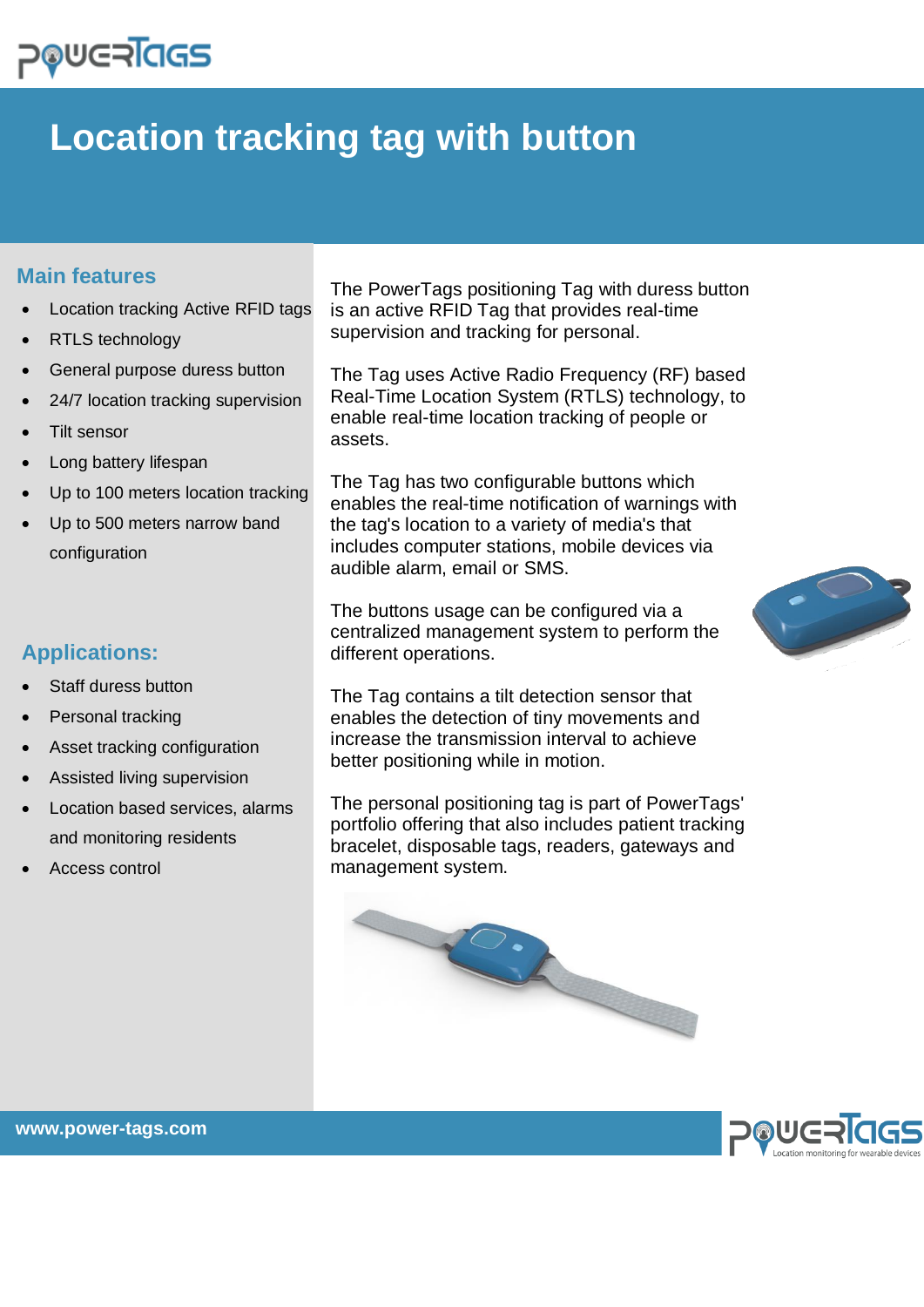# Location tracking tag with button

## Main features

- Location tracking Active RFID tags
- RTLS technology
- General purpose duress button
- 24/7 location tracking supervision
- Tilt sensor
- Long battery lifespan
- Up to 100 meters location tracking
- Up to 500 meters narrow band configuration

## Applications:

- Staff duress button
- Personal tracking
- Asset tracking configuration
- Assisted living supervision
- Location based services, alarms and monitoring residents
- Access control

The PowerTags positioning Tag with duress button is an active RFID Tag that provides real-time supervision and tracking for personal.

The Tag uses Active Radio Frequency (RF) based Real-Time Location System (RTLS) technology, to enable real-time location tracking of people or assets.

The Tag has two configurable buttons which enables the real-time notification of warnings with the tag's location to a variety of media's that includes computer stations, mobile devices via audible alarm, email or SMS.

The buttons usage can be configured via a centralized management system to perform the different operations.

The Tag contains a tilt detection sensor that enables the detection of tiny movements and increase the transmission interval to achieve better positioning while in motion.

The personal positioning tag is part of PowerTags' portfolio offering that also includes patient tracking bracelet, disposable tags, readers, gateways and management system.

www.power-tags.com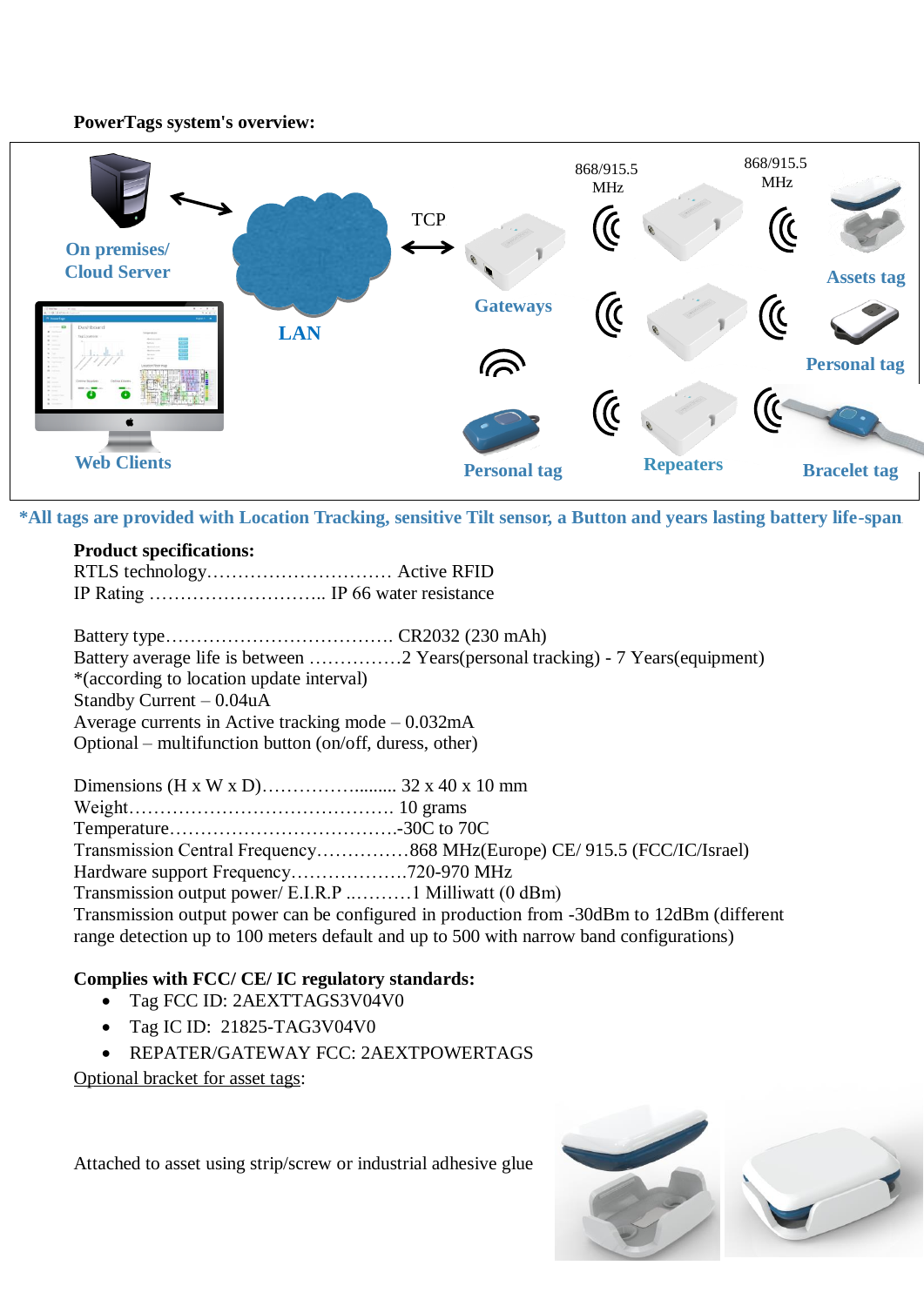**PowerTags system's overview:**

On premises/
Cloud Server

LAN

TCP

Gateways

868/915.5
MHz

868/915.5
MHz

Assets tag

Personal tag

Web Clients

Personal tag

Repeaters

Bracelet tag

**\*All tags are provided with Location Tracking, sensitive Tilt sensor, a Button and years lasting battery life-span**

**Product specifications:**

RTLS technology………………………… Active RFID
IP Rating ……………………….. IP 66 water resistance

Battery type………………………………. CR2032 (230 mAh)
Battery average life is between ……………2 Years(personal tracking) - 7 Years(equipment)
\*(according to location update interval)
Standby Current – 0.04uA
Average currents in Active tracking mode – 0.032mA
Optional – multifunction button (on/off, duress, other)

Dimensions (H x W x D)……………......... 32 x 40 x 10 mm
Weight……………………………………. 10 grams
Temperature……………………………….-30C to 70C
Transmission Central Frequency……………868 MHz(Europe) CE/ 915.5 (FCC/IC/Israel)
Hardware support Frequency……………….720-970 MHz
Transmission output power/ E.I.R.P ...………1 Milliwatt (0 dBm)
Transmission output power can be configured in production from -30dBm to 12dBm (different range detection up to 100 meters default and up to 500 with narrow band configurations)

**Complies with FCC/ CE/ IC regulatory standards:**

- Tag FCC ID: 2AEXTTAGS3V04V0
- Tag IC ID: 21825-TAG3V04V0
- REPATER/GATEWAY FCC: 2AEXTPOWERTAGS

Optional bracket for asset tags:

Attached to asset using strip/screw or industrial adhesive glue